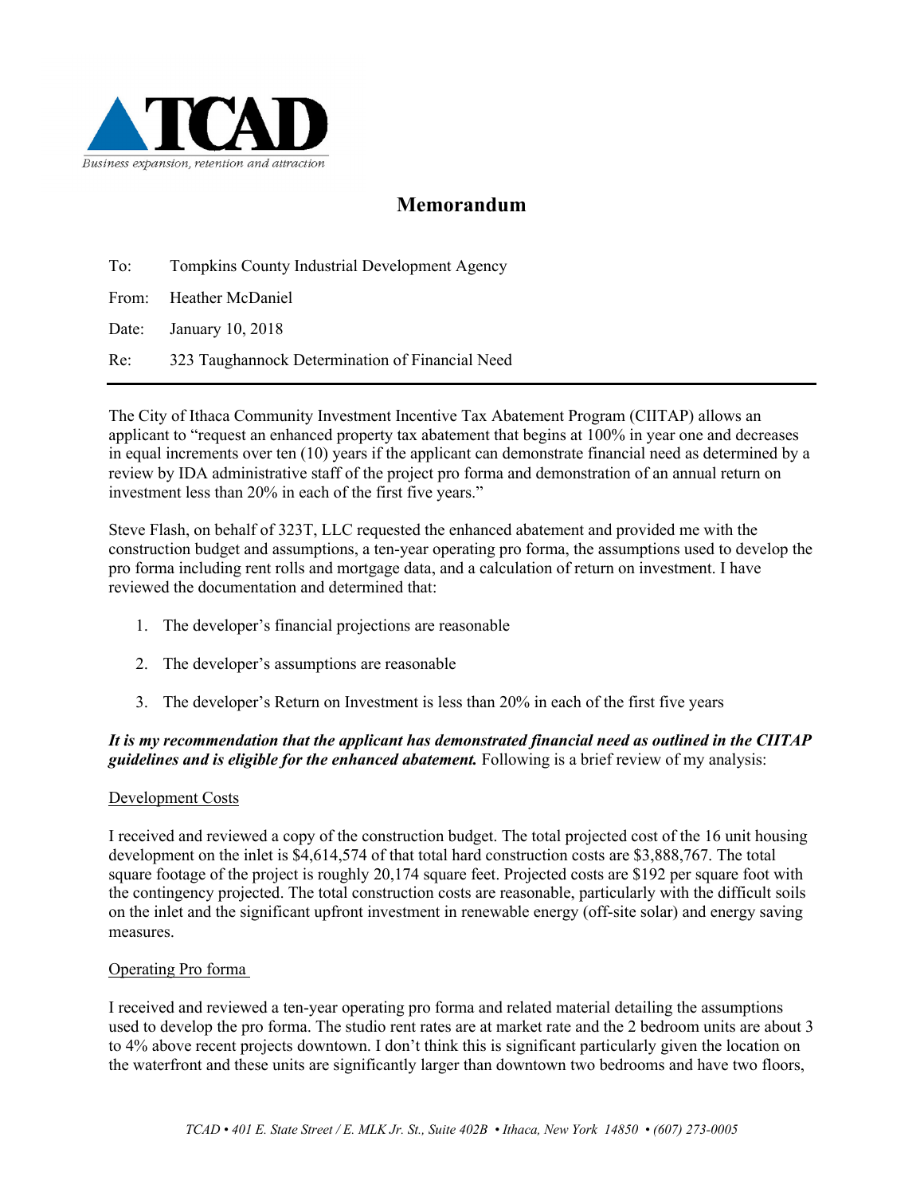TCAD

*Business expansion, retention and attraction*

# Memorandum

To: Tompkins County Industrial Development Agency

From: Heather McDaniel

Date: January 10, 2018

Re: 323 Taughannock Determination of Financial Need

---

The City of Ithaca Community Investment Incentive Tax Abatement Program (CIITAP) allows an applicant to "request an enhanced property tax abatement that begins at 100% in year one and decreases in equal increments over ten (10) years if the applicant can demonstrate financial need as determined by a review by IDA administrative staff of the project pro forma and demonstration of an annual return on investment less than 20% in each of the first five years."

Steve Flash, on behalf of 323T, LLC requested the enhanced abatement and provided me with the construction budget and assumptions, a ten-year operating pro forma, the assumptions used to develop the pro forma including rent rolls and mortgage data, and a calculation of return on investment. I have reviewed the documentation and determined that:

1. The developer's financial projections are reasonable
2. The developer's assumptions are reasonable
3. The developer's Return on Investment is less than 20% in each of the first five years

***It is my recommendation that the applicant has demonstrated financial need as outlined in the CIITAP guidelines and is eligible for the enhanced abatement.*** Following is a brief review of my analysis:

<u>Development Costs</u>

I received and reviewed a copy of the construction budget. The total projected cost of the 16 unit housing development on the inlet is $4,614,574 of that total hard construction costs are $3,888,767. The total square footage of the project is roughly 20,174 square feet. Projected costs are $192 per square foot with the contingency projected. The total construction costs are reasonable, particularly with the difficult soils on the inlet and the significant upfront investment in renewable energy (off-site solar) and energy saving measures.

<u>Operating Pro forma</u>

I received and reviewed a ten-year operating pro forma and related material detailing the assumptions used to develop the pro forma. The studio rent rates are at market rate and the 2 bedroom units are about 3 to 4% above recent projects downtown. I don't think this is significant particularly given the location on the waterfront and these units are significantly larger than downtown two bedrooms and have two floors,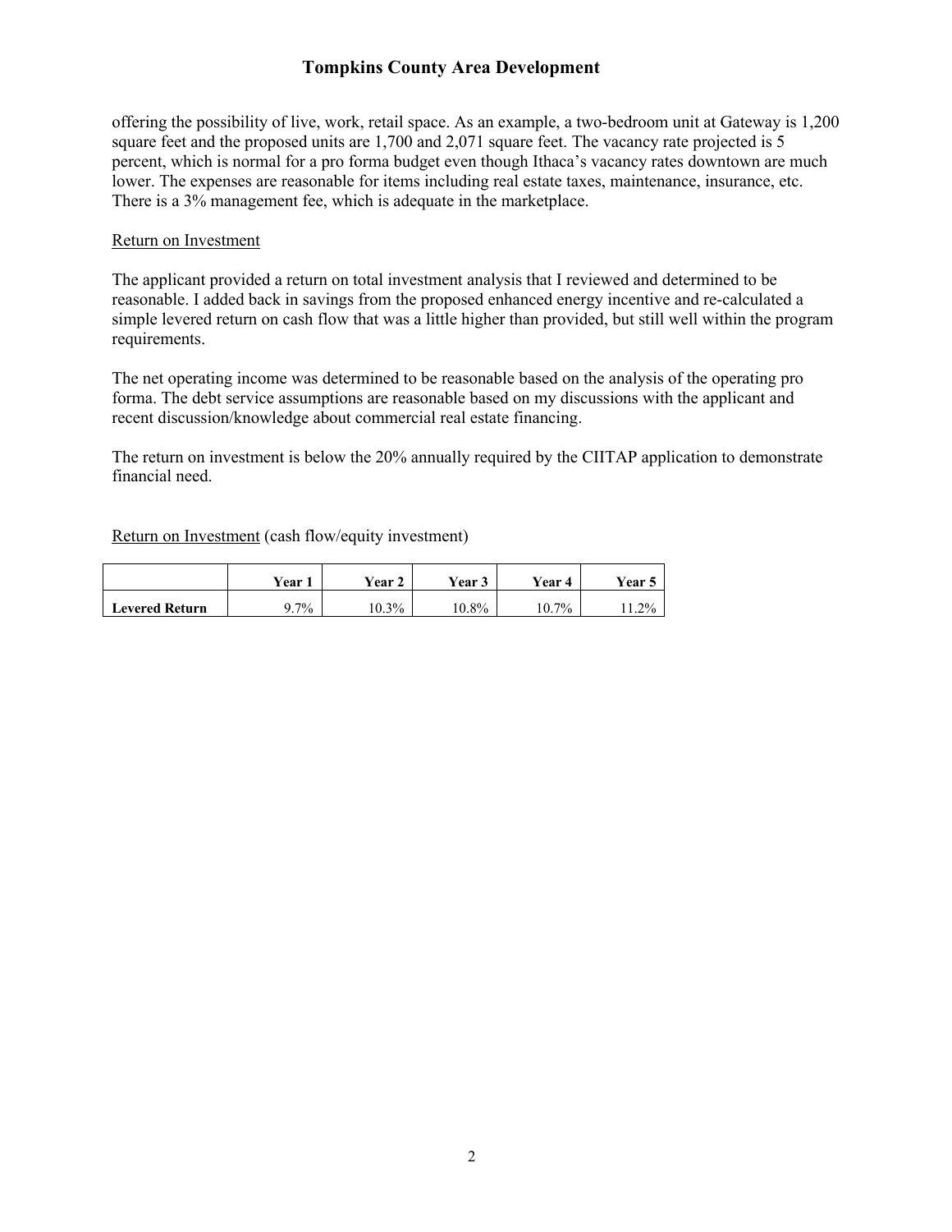offering the possibility of live, work, retail space. As an example, a two-bedroom unit at Gateway is 1,200 square feet and the proposed units are 1,700 and 2,071 square feet. The vacancy rate projected is 5 percent, which is normal for a pro forma budget even though Ithaca's vacancy rates downtown are much lower. The expenses are reasonable for items including real estate taxes, maintenance, insurance, etc. There is a 3% management fee, which is adequate in the marketplace.

Return on Investment

The applicant provided a return on total investment analysis that I reviewed and determined to be reasonable. I added back in savings from the proposed enhanced energy incentive and re-calculated a simple levered return on cash flow that was a little higher than provided, but still well within the program requirements.

The net operating income was determined to be reasonable based on the analysis of the operating pro forma. The debt service assumptions are reasonable based on my discussions with the applicant and recent discussion/knowledge about commercial real estate financing.

The return on investment is below the 20% annually required by the CIITAP application to demonstrate financial need.

Return on Investment (cash flow/equity investment)

| | **Year 1** | **Year 2** | **Year 3** | **Year 4** | **Year 5** |
|---|---|---|---|---|---|
| **Levered Return** | 9.7% | 10.3% | 10.8% | 10.7% | 11.2% |